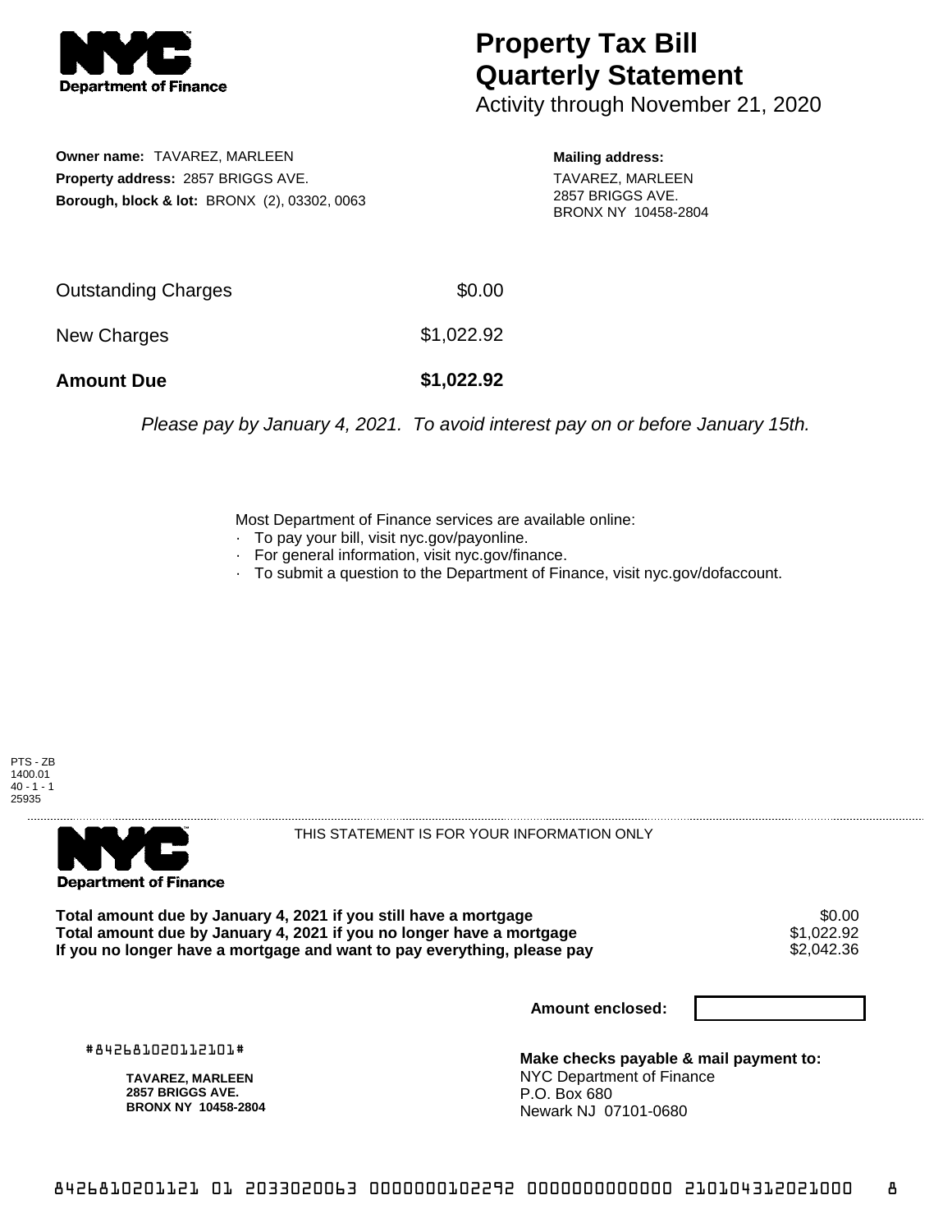**Department of Finance**

# Property Tax Bill Quarterly Statement

Activity through November 21, 2020

**Owner name:** TAVAREZ, MARLEEN
**Property address:** 2857 BRIGGS AVE.
**Borough, block & lot:** BRONX (2), 03302, 0063

**Mailing address:**
TAVAREZ, MARLEEN
2857 BRIGGS AVE.
BRONX NY 10458-2804

| | |
|---|---|
| Outstanding Charges | $0.00 |
| New Charges | $1,022.92 |
| **Amount Due** | **$1,022.92** |

*Please pay by January 4, 2021. To avoid interest pay on or before January 15th.*

Most Department of Finance services are available online:

- To pay your bill, visit nyc.gov/payonline.
- For general information, visit nyc.gov/finance.
- To submit a question to the Department of Finance, visit nyc.gov/dofaccount.

PTS - ZB
1400.01
40 - 1 - 1
25935

**Department of Finance**

THIS STATEMENT IS FOR YOUR INFORMATION ONLY

| | |
|---|---|
| **Total amount due by January 4, 2021 if you still have a mortgage** | $0.00 |
| **Total amount due by January 4, 2021 if you no longer have a mortgage** | $1,022.92 |
| **If you no longer have a mortgage and want to pay everything, please pay** | $2,042.36 |

**Amount enclosed:**

#842681020112101#

**TAVAREZ, MARLEEN**
**2857 BRIGGS AVE.**
**BRONX NY 10458-2804**

**Make checks payable & mail payment to:**
NYC Department of Finance
P.O. Box 680
Newark NJ 07101-0680

842681020112101 01 2033020063 0000000102292 0000000000000 210104312021000 8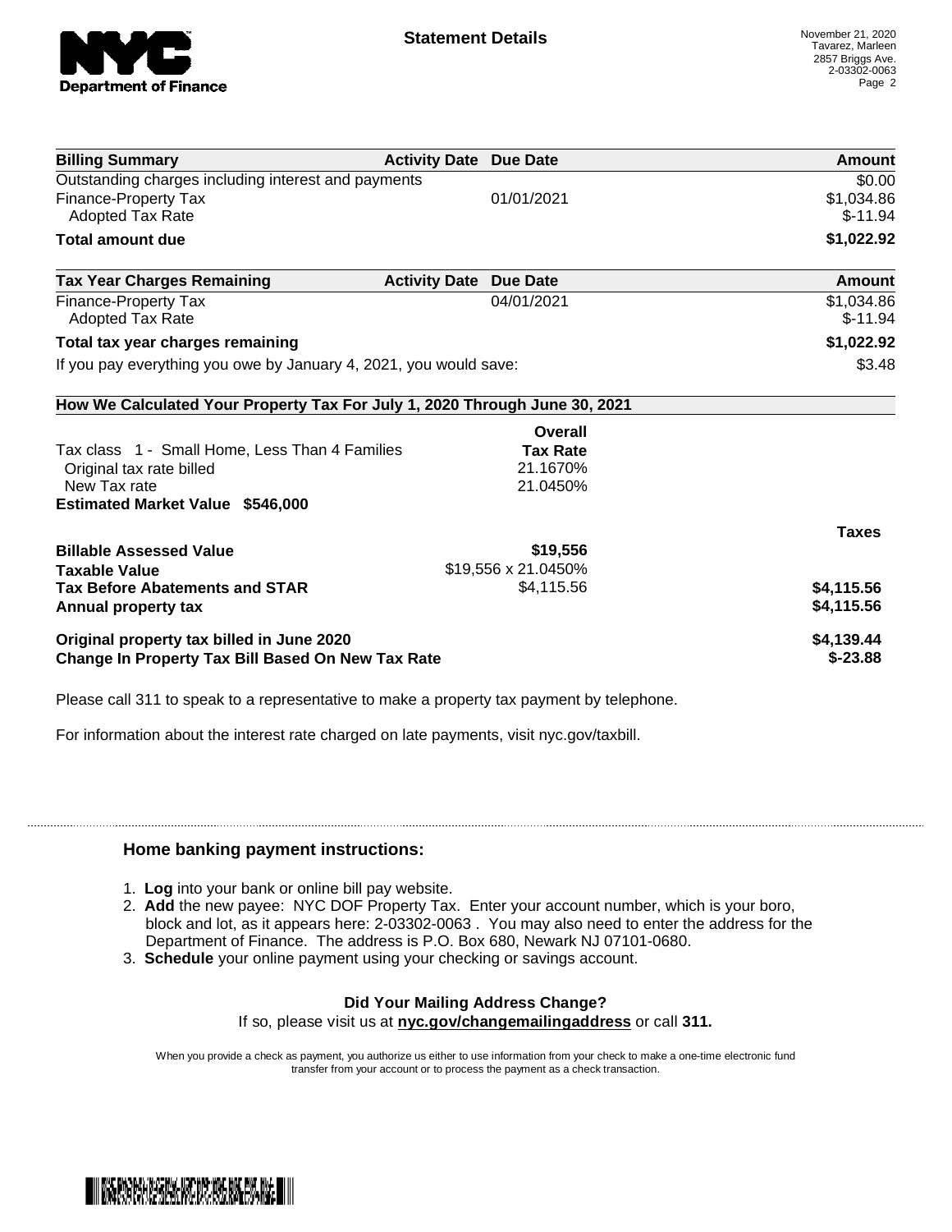## Statement Details

November 21, 2020
Tavarez, Marleen
2857 Briggs Ave.
2-03302-0063

| Billing Summary | Activity Date | Due Date | Amount |
|---|---|---|---|
| Outstanding charges including interest and payments | | | $0.00 |
| Finance-Property Tax | | 01/01/2021 | $1,034.86 |
| Adopted Tax Rate | | | $-11.94 |
| **Total amount due** | | | **$1,022.92** |

| Tax Year Charges Remaining | Activity Date | Due Date | Amount |
|---|---|---|---|
| Finance-Property Tax | | 04/01/2021 | $1,034.86 |
| Adopted Tax Rate | | | $-11.94 |
| **Total tax year charges remaining** | | | **$1,022.92** |
| If you pay everything you owe by January 4, 2021, you would save: | | | $3.48 |

### How We Calculated Your Property Tax For July 1, 2020 Through June 30, 2021

| | Overall Tax Rate | Taxes |
|---|---|---|
| Tax class 1 - Small Home, Less Than 4 Families | | |
| Original tax rate billed | 21.1670% | |
| New Tax rate | 21.0450% | |
| **Estimated Market Value $546,000** | | |
| **Billable Assessed Value** | **$19,556** | |
| **Taxable Value** | $19,556 x 21.0450% | |
| **Tax Before Abatements and STAR** | $4,115.56 | **$4,115.56** |
| **Annual property tax** | | **$4,115.56** |
| **Original property tax billed in June 2020** | | **$4,139.44** |
| **Change In Property Tax Bill Based On New Tax Rate** | | **$-23.88** |

Please call 311 to speak to a representative to make a property tax payment by telephone.

For information about the interest rate charged on late payments, visit nyc.gov/taxbill.

### Home banking payment instructions:

1. **Log** into your bank or online bill pay website.
2. **Add** the new payee: NYC DOF Property Tax. Enter your account number, which is your boro, block and lot, as it appears here: 2-03302-0063 . You may also need to enter the address for the Department of Finance. The address is P.O. Box 680, Newark NJ 07101-0680.
3. **Schedule** your online payment using your checking or savings account.

**Did Your Mailing Address Change?**

If so, please visit us at **nyc.gov/changemailingaddress** or call **311.**

When you provide a check as payment, you authorize us either to use information from your check to make a one-time electronic fund transfer from your account or to process the payment as a check transaction.